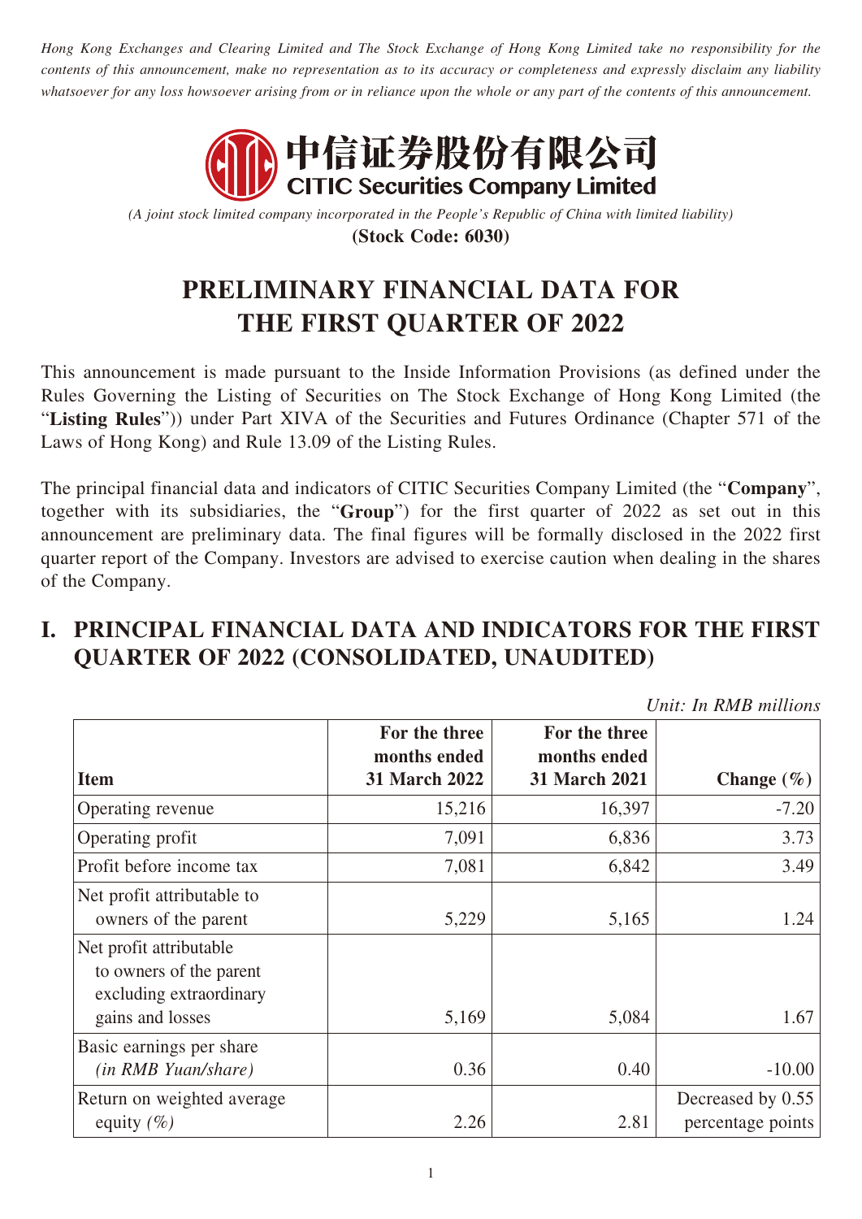*Hong Kong Exchanges and Clearing Limited and The Stock Exchange of Hong Kong Limited take no responsibility for the contents of this announcement, make no representation as to its accuracy or completeness and expressly disclaim any liability whatsoever for any loss howsoever arising from or in reliance upon the whole or any part of the contents of this announcement.*

中信证券股份有限公司
**CITIC Securities Company Limited**

*(A joint stock limited company incorporated in the People's Republic of China with limited liability)*
**(Stock Code: 6030)**

# PRELIMINARY FINANCIAL DATA FOR THE FIRST QUARTER OF 2022

This announcement is made pursuant to the Inside Information Provisions (as defined under the Rules Governing the Listing of Securities on The Stock Exchange of Hong Kong Limited (the "**Listing Rules**")) under Part XIVA of the Securities and Futures Ordinance (Chapter 571 of the Laws of Hong Kong) and Rule 13.09 of the Listing Rules.

The principal financial data and indicators of CITIC Securities Company Limited (the "**Company**", together with its subsidiaries, the "**Group**") for the first quarter of 2022 as set out in this announcement are preliminary data. The final figures will be formally disclosed in the 2022 first quarter report of the Company. Investors are advised to exercise caution when dealing in the shares of the Company.

## I. PRINCIPAL FINANCIAL DATA AND INDICATORS FOR THE FIRST QUARTER OF 2022 (CONSOLIDATED, UNAUDITED)

*Unit: In RMB millions*

| Item | For the three months ended 31 March 2022 | For the three months ended 31 March 2021 | Change (%) |
|---|---|---|---|
| Operating revenue | 15,216 | 16,397 | -7.20 |
| Operating profit | 7,091 | 6,836 | 3.73 |
| Profit before income tax | 7,081 | 6,842 | 3.49 |
| Net profit attributable to owners of the parent | 5,229 | 5,165 | 1.24 |
| Net profit attributable to owners of the parent excluding extraordinary gains and losses | 5,169 | 5,084 | 1.67 |
| Basic earnings per share *(in RMB Yuan/share)* | 0.36 | 0.40 | -10.00 |
| Return on weighted average equity *(%)* | 2.26 | 2.81 | Decreased by 0.55 percentage points |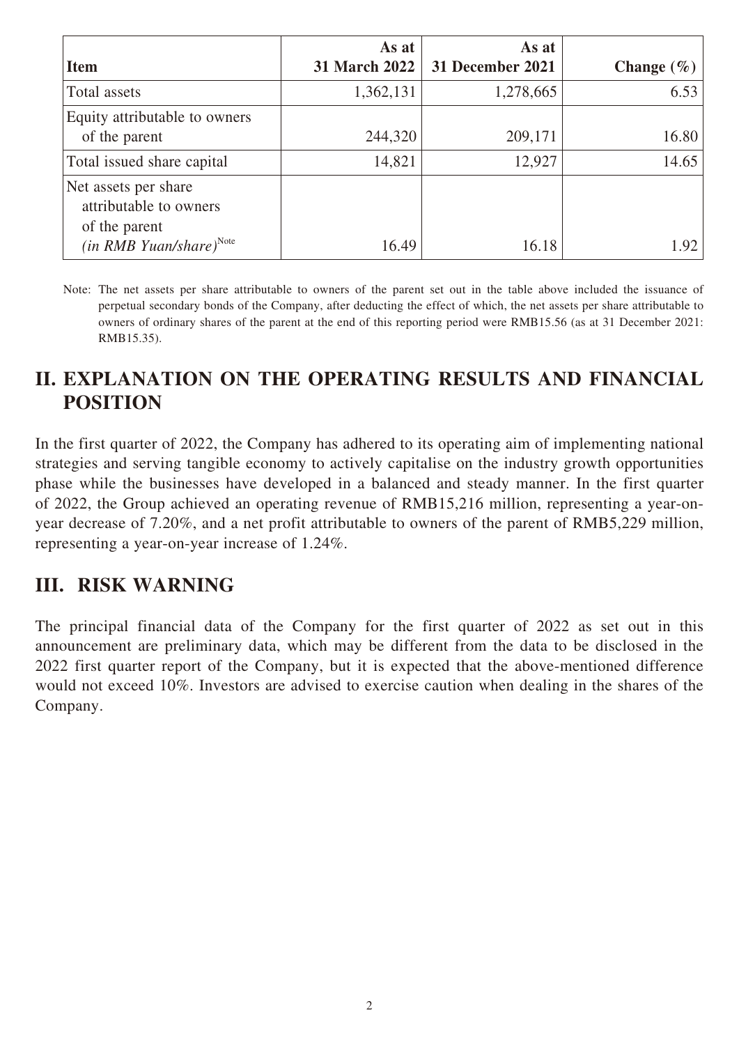| Item | As at 31 March 2022 | As at 31 December 2021 | Change (%) |
|---|---|---|---|
| Total assets | 1,362,131 | 1,278,665 | 6.53 |
| Equity attributable to owners of the parent | 244,320 | 209,171 | 16.80 |
| Total issued share capital | 14,821 | 12,927 | 14.65 |
| Net assets per share attributable to owners of the parent *(in RMB Yuan/share)*[Note] | 16.49 | 16.18 | 1.92 |

Note: The net assets per share attributable to owners of the parent set out in the table above included the issuance of perpetual secondary bonds of the Company, after deducting the effect of which, the net assets per share attributable to owners of ordinary shares of the parent at the end of this reporting period were RMB15.56 (as at 31 December 2021: RMB15.35).

## II. EXPLANATION ON THE OPERATING RESULTS AND FINANCIAL POSITION

In the first quarter of 2022, the Company has adhered to its operating aim of implementing national strategies and serving tangible economy to actively capitalise on the industry growth opportunities phase while the businesses have developed in a balanced and steady manner. In the first quarter of 2022, the Group achieved an operating revenue of RMB15,216 million, representing a year-on-year decrease of 7.20%, and a net profit attributable to owners of the parent of RMB5,229 million, representing a year-on-year increase of 1.24%.

## III. RISK WARNING

The principal financial data of the Company for the first quarter of 2022 as set out in this announcement are preliminary data, which may be different from the data to be disclosed in the 2022 first quarter report of the Company, but it is expected that the above-mentioned difference would not exceed 10%. Investors are advised to exercise caution when dealing in the shares of the Company.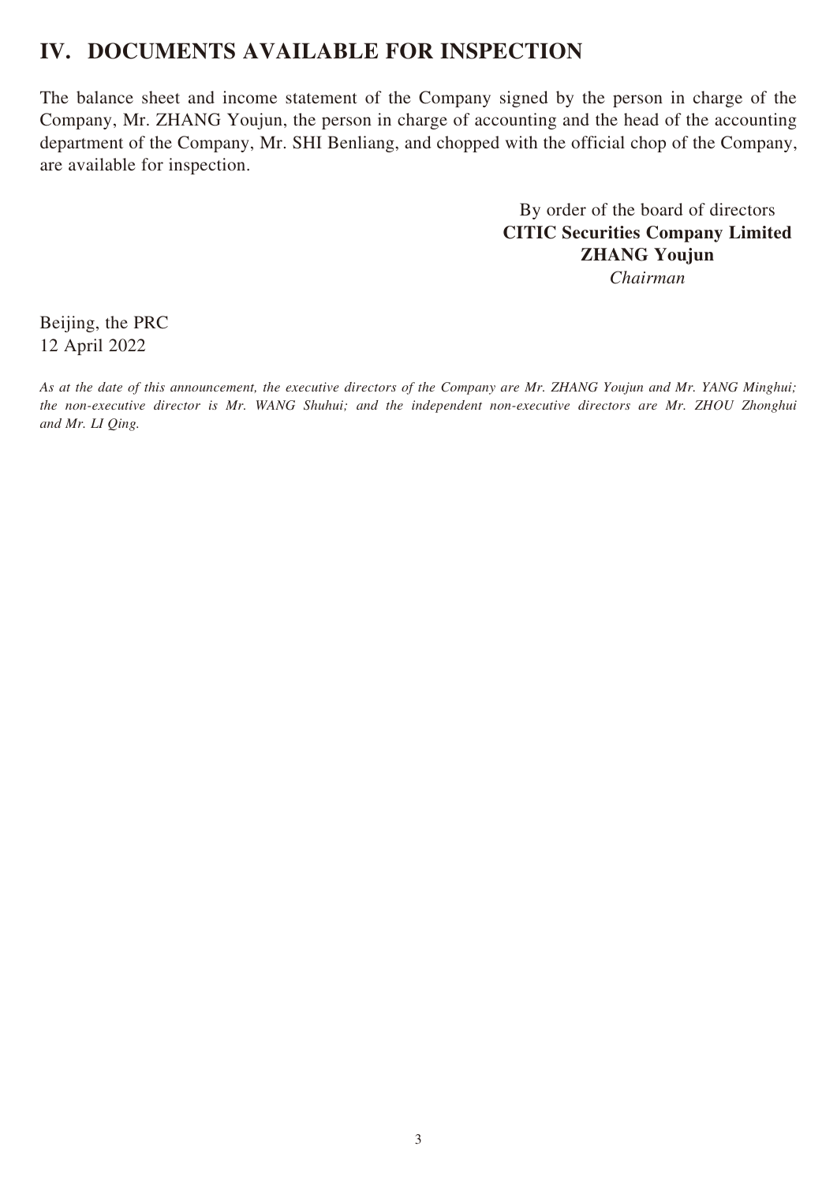## IV. DOCUMENTS AVAILABLE FOR INSPECTION

The balance sheet and income statement of the Company signed by the person in charge of the Company, Mr. ZHANG Youjun, the person in charge of accounting and the head of the accounting department of the Company, Mr. SHI Benliang, and chopped with the official chop of the Company, are available for inspection.

By order of the board of directors
**CITIC Securities Company Limited**
**ZHANG Youjun**
*Chairman*

Beijing, the PRC
12 April 2022

*As at the date of this announcement, the executive directors of the Company are Mr. ZHANG Youjun and Mr. YANG Minghui; the non-executive director is Mr. WANG Shuhui; and the independent non-executive directors are Mr. ZHOU Zhonghui and Mr. LI Qing.*